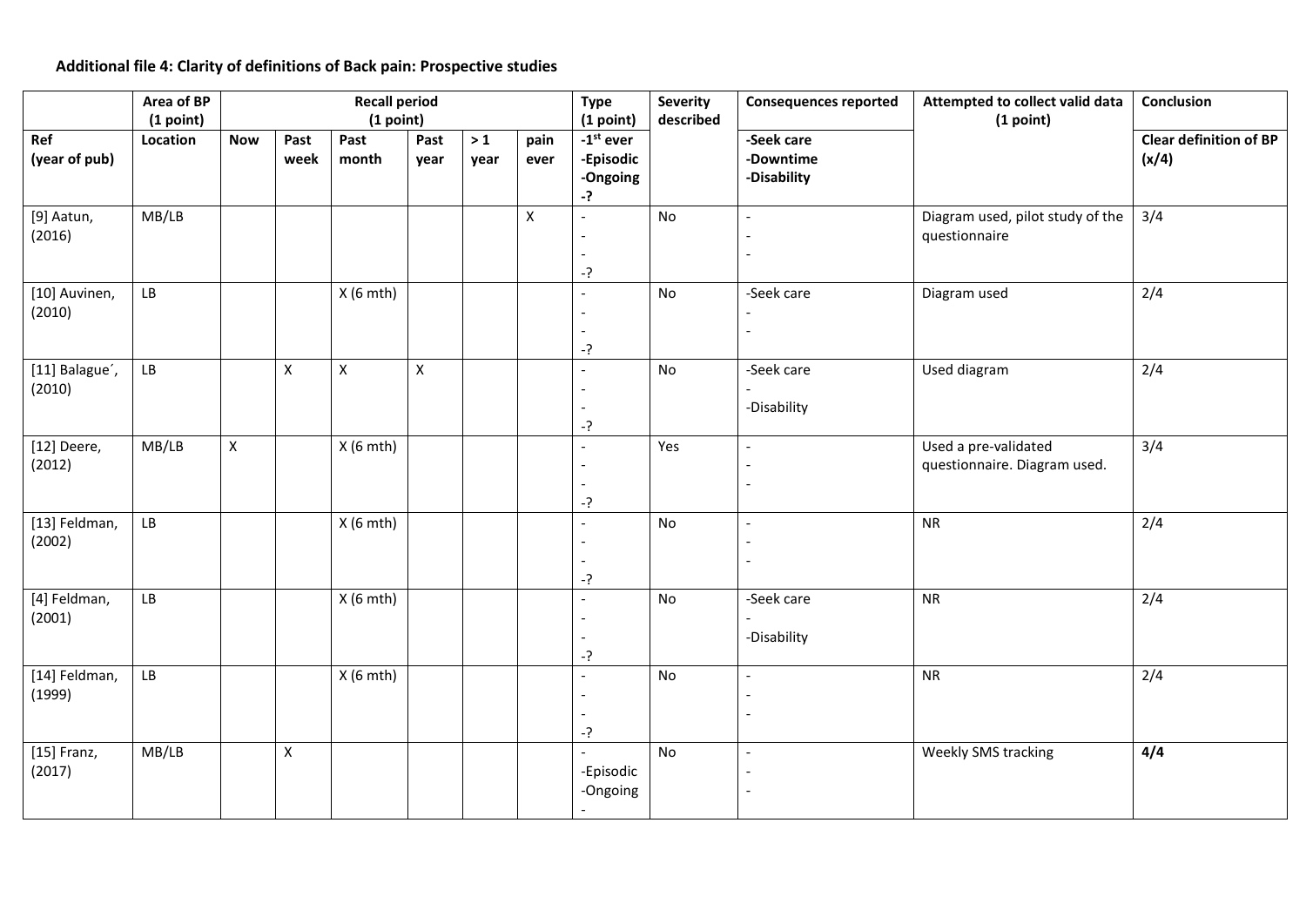**Additional file 4: Clarity of definitions of Back pain: Prospective studies**

| | Area of BP (1 point) | Recall period (1 point) | | | | | | Type (1 point) | Severity described | Consequences reported | Attempted to collect valid data (1 point) | Conclusion |
|---|---|---|---|---|---|---|---|---|---|---|---|---|
| Ref (year of pub) | Location | Now | Past week | Past month | Past year | > 1 year | pain ever | -1[st] ever -Episodic -Ongoing -? | | -Seek care -Downtime -Disability | | Clear definition of BP (x/4) |
| [9] Aatun, (2016) | MB/LB | | | | | | X | - - - -? | No | - - - | Diagram used, pilot study of the questionnaire | 3/4 |
| [10] Auvinen, (2010) | LB | | | X (6 mth) | | | | - - - -? | No | -Seek care - - | Diagram used | 2/4 |
| [11] Balague´, (2010) | LB | | X | X | X | | | - - - -? | No | -Seek care - -Disability | Used diagram | 2/4 |
| [12] Deere, (2012) | MB/LB | X | | X (6 mth) | | | | - - - -? | Yes | - - - | Used a pre-validated questionnaire. Diagram used. | 3/4 |
| [13] Feldman, (2002) | LB | | | X (6 mth) | | | | - - - -? | No | - - - | NR | 2/4 |
| [4] Feldman, (2001) | LB | | | X (6 mth) | | | | - - - -? | No | -Seek care - -Disability | NR | 2/4 |
| [14] Feldman, (1999) | LB | | | X (6 mth) | | | | - - - -? | No | - - - | NR | 2/4 |
| [15] Franz, (2017) | MB/LB | | X | | | | | - -Episodic -Ongoing - | No | - - - | Weekly SMS tracking | **4/4** |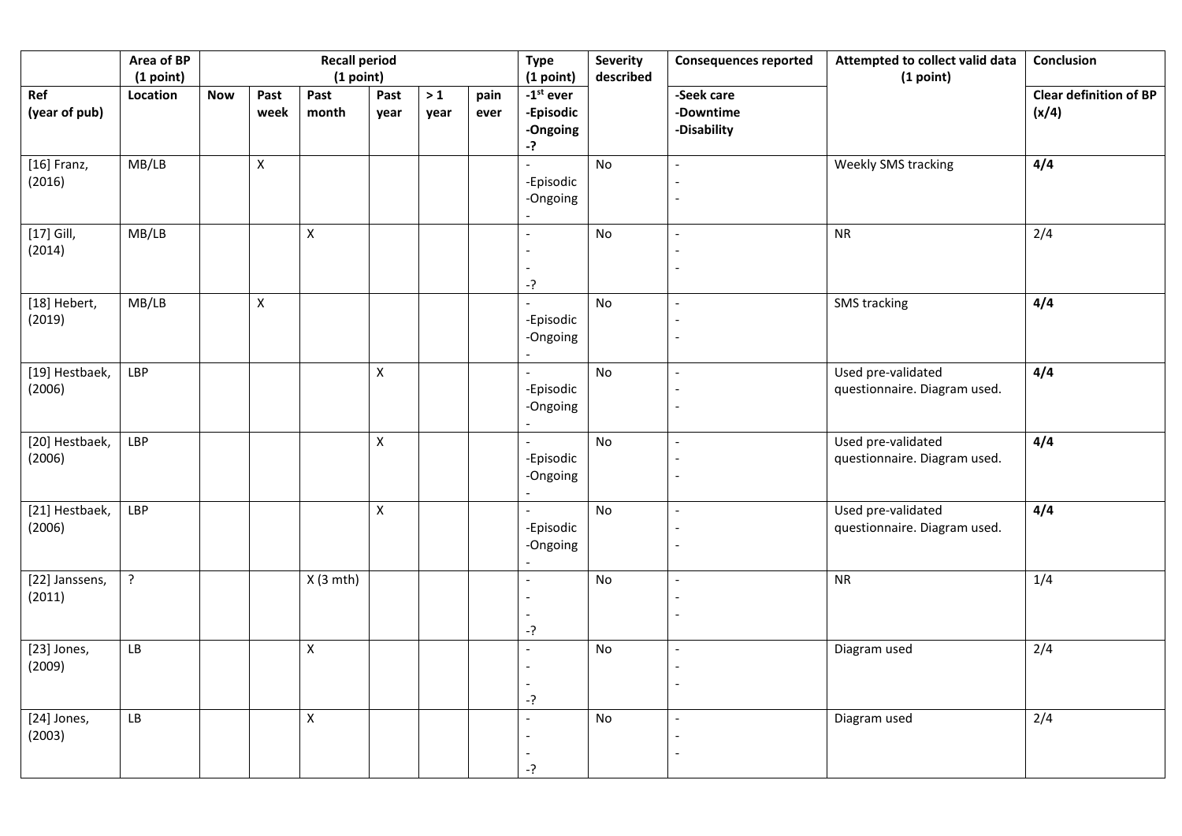| | Area of BP (1 point) | Recall period (1 point) | | | | | | Type (1 point) | Severity described | Consequences reported | Attempted to collect valid data (1 point) | Conclusion |
|---|---|---|---|---|---|---|---|---|---|---|---|---|
| **Ref (year of pub)** | **Location** | **Now** | **Past week** | **Past month** | **Past year** | **> 1 year** | **pain ever** | **-1st ever -Episodic -Ongoing -?** | | **-Seek care -Downtime -Disability** | | **Clear definition of BP (x/4)** |
| [16] Franz, (2016) | MB/LB | | X | | | | | - -Episodic -Ongoing - | No | - - - | Weekly SMS tracking | **4/4** |
| [17] Gill, (2014) | MB/LB | | | X | | | | - - - -? | No | - - - | NR | 2/4 |
| [18] Hebert, (2019) | MB/LB | | X | | | | | - -Episodic -Ongoing - | No | - - - | SMS tracking | **4/4** |
| [19] Hestbaek, (2006) | LBP | | | | X | | | - -Episodic -Ongoing - | No | - - - | Used pre-validated questionnaire. Diagram used. | **4/4** |
| [20] Hestbaek, (2006) | LBP | | | | X | | | - -Episodic -Ongoing - | No | - - - | Used pre-validated questionnaire. Diagram used. | **4/4** |
| [21] Hestbaek, (2006) | LBP | | | | X | | | - -Episodic -Ongoing - | No | - - - | Used pre-validated questionnaire. Diagram used. | **4/4** |
| [22] Janssens, (2011) | ? | | | X (3 mth) | | | | - - - -? | No | - - - | NR | 1/4 |
| [23] Jones, (2009) | LB | | | X | | | | - - - -? | No | - - - | Diagram used | 2/4 |
| [24] Jones, (2003) | LB | | | X | | | | - - - -? | No | - - - | Diagram used | 2/4 |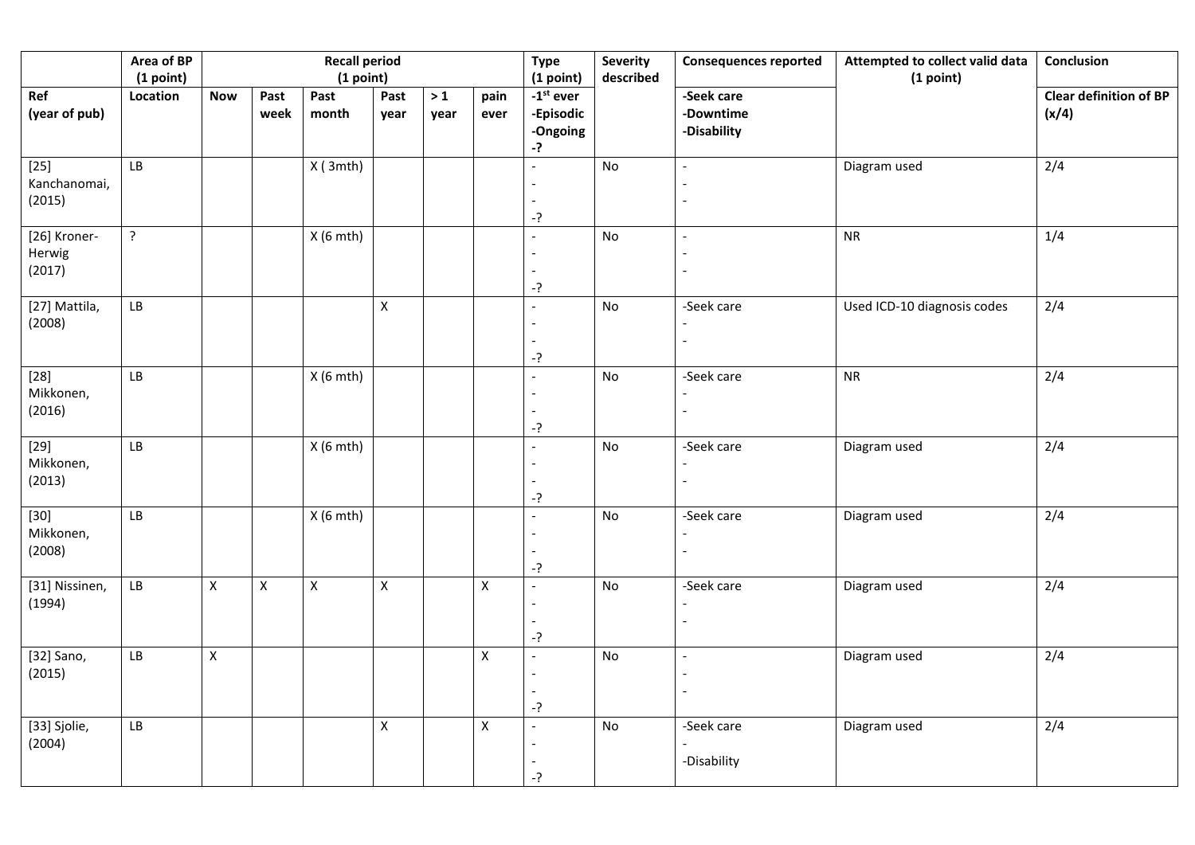| | Area of BP (1 point) | Recall period (1 point) | | | | | | Type (1 point) | Severity described | Consequences reported | Attempted to collect valid data (1 point) | Conclusion |
|---|---|---|---|---|---|---|---|---|---|---|---|---|
| Ref (year of pub) | Location | Now | Past week | Past month | Past year | > 1 year | pain ever | -1[st] ever -Episodic -Ongoing -? | | -Seek care -Downtime -Disability | | Clear definition of BP (x/4) |
| [25] Kanchanomai, (2015) | LB | | | X ( 3mth) | | | | - - - -? | No | - - - | Diagram used | 2/4 |
| [26] Kroner-Herwig (2017) | ? | | | X (6 mth) | | | | - - - -? | No | - - - | NR | 1/4 |
| [27] Mattila, (2008) | LB | | | | X | | | - - - -? | No | -Seek care - - | Used ICD-10 diagnosis codes | 2/4 |
| [28] Mikkonen, (2016) | LB | | | X (6 mth) | | | | - - - -? | No | -Seek care - - | NR | 2/4 |
| [29] Mikkonen, (2013) | LB | | | X (6 mth) | | | | - - - -? | No | -Seek care - - | Diagram used | 2/4 |
| [30] Mikkonen, (2008) | LB | | | X (6 mth) | | | | - - - -? | No | -Seek care - - | Diagram used | 2/4 |
| [31] Nissinen, (1994) | LB | X | X | X | X | | X | - - - -? | No | -Seek care - - | Diagram used | 2/4 |
| [32] Sano, (2015) | LB | X | | | | | X | - - - -? | No | - - - | Diagram used | 2/4 |
| [33] Sjolie, (2004) | LB | | | | X | | X | - - - -? | No | -Seek care - -Disability | Diagram used | 2/4 |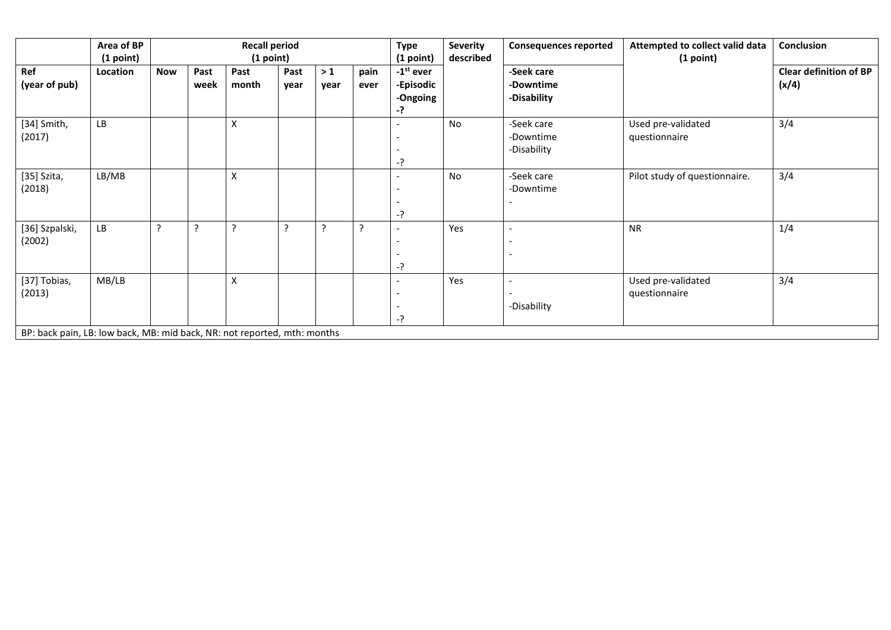| | Area of BP (1 point) | Recall period (1 point) | | | | | | Type (1 point) | Severity described | Consequences reported | Attempted to collect valid data (1 point) | Conclusion |
|---|---|---|---|---|---|---|---|---|---|---|---|---|
| Ref (year of pub) | Location | Now | Past week | Past month | Past year | > 1 year | pain ever | -1st ever -Episodic -Ongoing -? | | -Seek care -Downtime -Disability | | Clear definition of BP (x/4) |
| [34] Smith, (2017) | LB | | | X | | | | - - - -? | No | -Seek care -Downtime -Disability | Used pre-validated questionnaire | 3/4 |
| [35] Szita, (2018) | LB/MB | | | X | | | | - - - -? | No | -Seek care -Downtime - | Pilot study of questionnaire. | 3/4 |
| [36] Szpalski, (2002) | LB | ? | ? | ? | ? | ? | ? | - - - -? | Yes | - - - | NR | 1/4 |
| [37] Tobias, (2013) | MB/LB | | | X | | | | - - - -? | Yes | - - -Disability | Used pre-validated questionnaire | 3/4 |

BP: back pain, LB: low back, MB: mid back, NR: not reported, mth: months